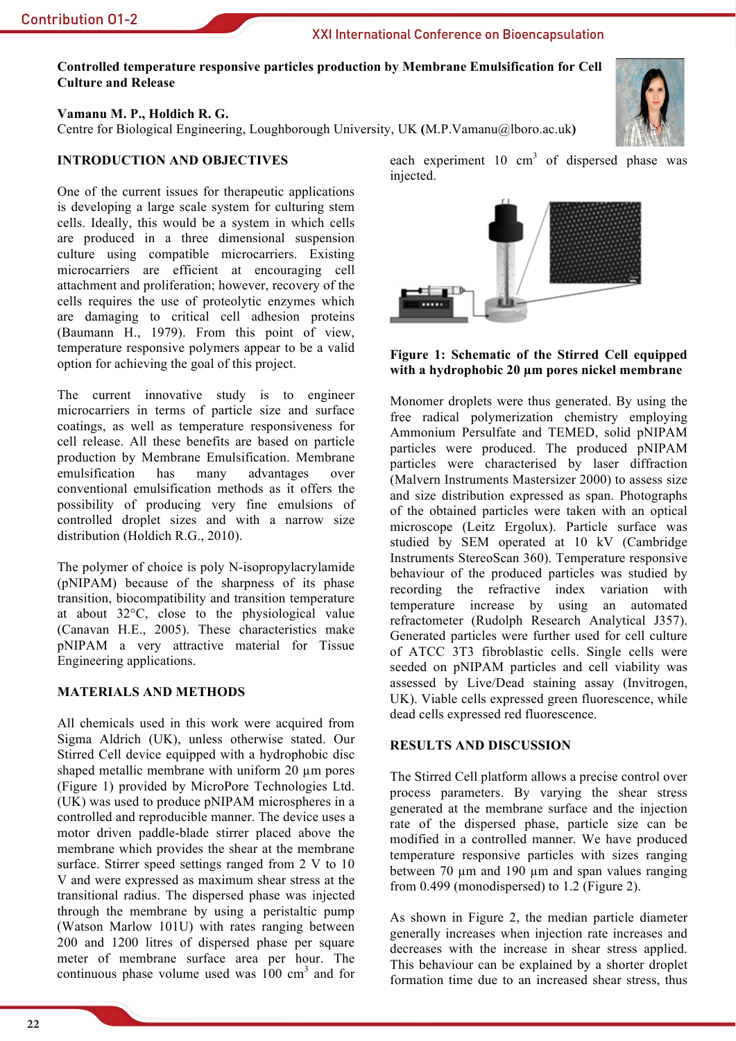**Controlled temperature responsive particles production by Membrane Emulsification for Cell Culture and Release**

**Vamanu M. P., Holdich R. G.**
Centre for Biological Engineering, Loughborough University, UK **(**M.P.Vamanu@lboro.ac.uk**)**

## INTRODUCTION AND OBJECTIVES

One of the current issues for therapeutic applications is developing a large scale system for culturing stem cells. Ideally, this would be a system in which cells are produced in a three dimensional suspension culture using compatible microcarriers. Existing microcarriers are efficient at encouraging cell attachment and proliferation; however, recovery of the cells requires the use of proteolytic enzymes which are damaging to critical cell adhesion proteins (Baumann H., 1979). From this point of view, temperature responsive polymers appear to be a valid option for achieving the goal of this project.

The current innovative study is to engineer microcarriers in terms of particle size and surface coatings, as well as temperature responsiveness for cell release. All these benefits are based on particle production by Membrane Emulsification. Membrane emulsification has many advantages over conventional emulsification methods as it offers the possibility of producing very fine emulsions of controlled droplet sizes and with a narrow size distribution (Holdich R.G., 2010).

The polymer of choice is poly N-isopropylacrylamide (pNIPAM) because of the sharpness of its phase transition, biocompatibility and transition temperature at about 32°C, close to the physiological value (Canavan H.E., 2005). These characteristics make pNIPAM a very attractive material for Tissue Engineering applications.

## MATERIALS AND METHODS

All chemicals used in this work were acquired from Sigma Aldrich (UK), unless otherwise stated. Our Stirred Cell device equipped with a hydrophobic disc shaped metallic membrane with uniform 20 µm pores (Figure 1) provided by MicroPore Technologies Ltd. (UK) was used to produce pNIPAM microspheres in a controlled and reproducible manner. The device uses a motor driven paddle-blade stirrer placed above the membrane which provides the shear at the membrane surface. Stirrer speed settings ranged from 2 V to 10 V and were expressed as maximum shear stress at the transitional radius. The dispersed phase was injected through the membrane by using a peristaltic pump (Watson Marlow 101U) with rates ranging between 200 and 1200 litres of dispersed phase per square meter of membrane surface area per hour. The continuous phase volume used was 100 cm$^3$ and for each experiment 10 cm$^3$ of dispersed phase was injected.

**Figure 1: Schematic of the Stirred Cell equipped with a hydrophobic 20 µm pores nickel membrane**

Monomer droplets were thus generated. By using the free radical polymerization chemistry employing Ammonium Persulfate and TEMED, solid pNIPAM particles were produced. The produced pNIPAM particles were characterised by laser diffraction (Malvern Instruments Mastersizer 2000) to assess size and size distribution expressed as span. Photographs of the obtained particles were taken with an optical microscope (Leitz Ergolux). Particle surface was studied by SEM operated at 10 kV (Cambridge Instruments StereoScan 360). Temperature responsive behaviour of the produced particles was studied by recording the refractive index variation with temperature increase by using an automated refractometer (Rudolph Research Analytical J357). Generated particles were further used for cell culture of ATCC 3T3 fibroblastic cells. Single cells were seeded on pNIPAM particles and cell viability was assessed by Live/Dead staining assay (Invitrogen, UK). Viable cells expressed green fluorescence, while dead cells expressed red fluorescence.

## RESULTS AND DISCUSSION

The Stirred Cell platform allows a precise control over process parameters. By varying the shear stress generated at the membrane surface and the injection rate of the dispersed phase, particle size can be modified in a controlled manner. We have produced temperature responsive particles with sizes ranging between 70 µm and 190 µm and span values ranging from 0.499 (monodispersed) to 1.2 (Figure 2).

As shown in Figure 2, the median particle diameter generally increases when injection rate increases and decreases with the increase in shear stress applied. This behaviour can be explained by a shorter droplet formation time due to an increased shear stress, thus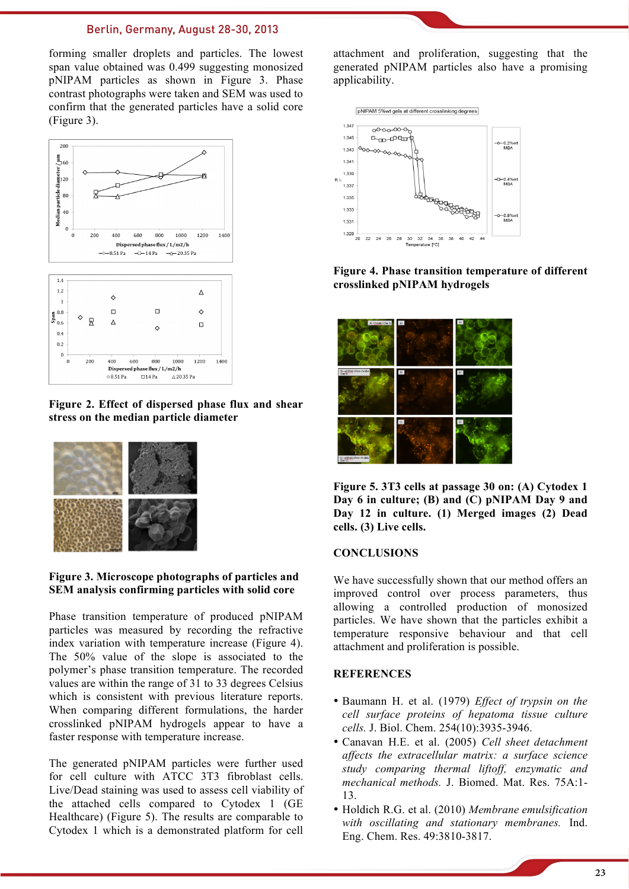forming smaller droplets and particles. The lowest span value obtained was 0.499 suggesting monosized pNIPAM particles as shown in Figure 3. Phase contrast photographs were taken and SEM was used to confirm that the generated particles have a solid core (Figure 3).

200
160
120
80
40
0
Median particle diameter / μm
0 200 400 600 800 1000 1200 1400
Dispersed phase flux / L/m2/h
8.51 Pa 14 Pa 20.35 Pa

1.4
1.2
1
0.8
0.6
0.4
0.2
0
Span
0 200 400 600 800 1000 1200 1400
Dispersed phase flux / L/m2/h
◇8.51 Pa □14 Pa △20.35 Pa

**Figure 2. Effect of dispersed phase flux and shear stress on the median particle diameter**

**Figure 3. Microscope photographs of particles and SEM analysis confirming particles with solid core**

Phase transition temperature of produced pNIPAM particles was measured by recording the refractive index variation with temperature increase (Figure 4). The 50% value of the slope is associated to the polymer's phase transition temperature. The recorded values are within the range of 31 to 33 degrees Celsius which is consistent with previous literature reports. When comparing different formulations, the harder crosslinked pNIPAM hydrogels appear to have a faster response with temperature increase.

The generated pNIPAM particles were further used for cell culture with ATCC 3T3 fibroblast cells. Live/Dead staining was used to assess cell viability of the attached cells compared to Cytodex 1 (GE Healthcare) (Figure 5). The results are comparable to Cytodex 1 which is a demonstrated platform for cell attachment and proliferation, suggesting that the generated pNIPAM particles also have a promising applicability.

pNIPAM 5%wt gels at different crosslinking degrees
1.347
1.345
1.343
1.341
1.339
1.337
1.335
1.333
1.331
1.329
R.I.
20 22 24 26 28 30 32 34 36 38 40 42 44
Temperature [°C]
0.2%wt MBA
0.4%wt MBA
0.8%wt MBA

**Figure 4. Phase transition temperature of different crosslinked pNIPAM hydrogels**

**Figure 5. 3T3 cells at passage 30 on: (A) Cytodex 1 Day 6 in culture; (B) and (C) pNIPAM Day 9 and Day 12 in culture. (1) Merged images (2) Dead cells. (3) Live cells.**

## CONCLUSIONS

We have successfully shown that our method offers an improved control over process parameters, thus allowing a controlled production of monosized particles. We have shown that the particles exhibit a temperature responsive behaviour and that cell attachment and proliferation is possible.

## REFERENCES

- Baumann H. et al. (1979) *Effect of trypsin on the cell surface proteins of hepatoma tissue culture cells.* J. Biol. Chem. 254(10):3935-3946.
- Canavan H.E. et al. (2005) *Cell sheet detachment affects the extracellular matrix: a surface science study comparing thermal liftoff, enzymatic and mechanical methods.* J. Biomed. Mat. Res. 75A:1-13.
- Holdich R.G. et al. (2010) *Membrane emulsification with oscillating and stationary membranes.* Ind. Eng. Chem. Res. 49:3810-3817.